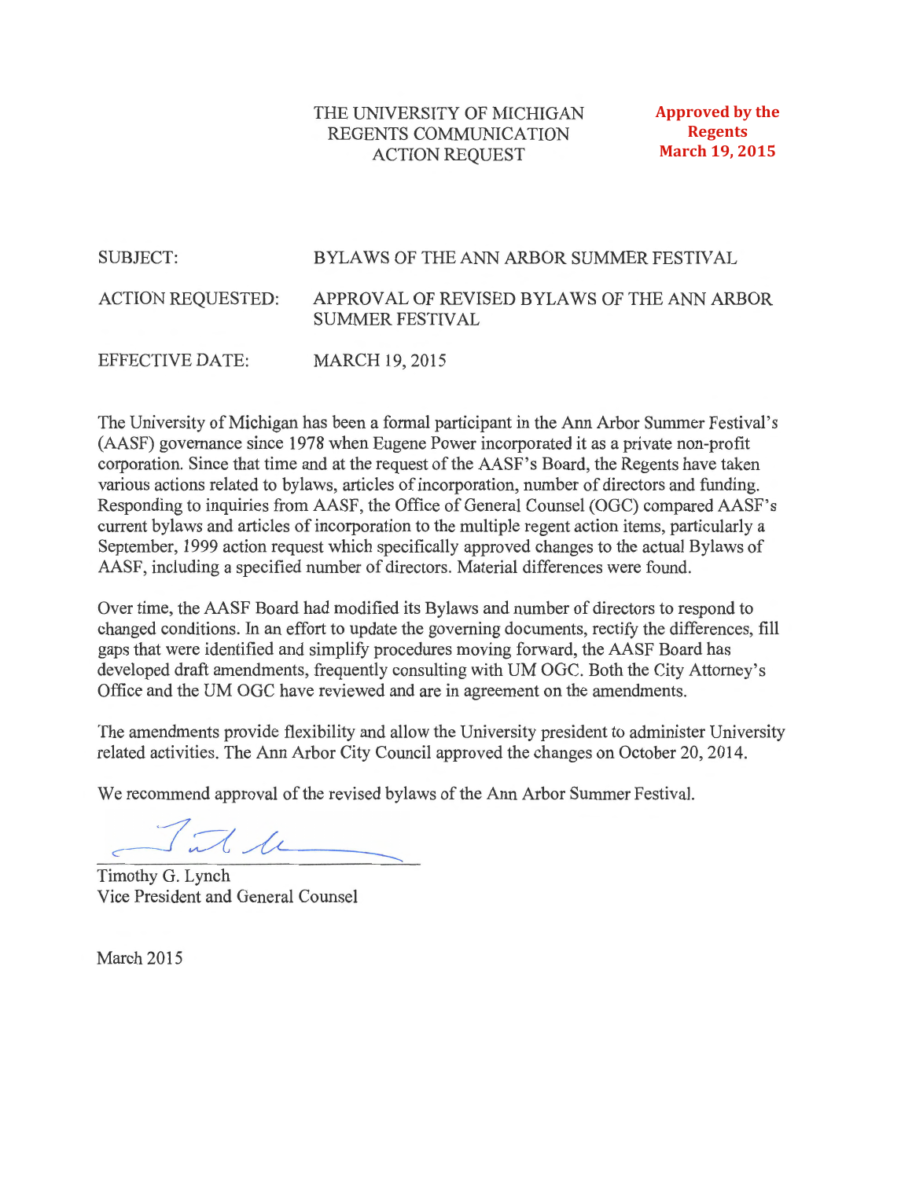THE UNIVERSITY OF MICHIGAN
REGENTS COMMUNICATION
ACTION REQUEST

**Approved by the Regents March 19, 2015**

SUBJECT: BYLAWS OF THE ANN ARBOR SUMMER FESTIVAL

ACTION REQUESTED: APPROVAL OF REVISED BYLAWS OF THE ANN ARBOR SUMMER FESTIVAL

EFFECTIVE DATE: MARCH 19, 2015

The University of Michigan has been a formal participant in the Ann Arbor Summer Festival's (AASF) governance since 1978 when Eugene Power incorporated it as a private non-profit corporation. Since that time and at the request of the AASF's Board, the Regents have taken various actions related to bylaws, articles of incorporation, number of directors and funding. Responding to inquiries from AASF, the Office of General Counsel (OGC) compared AASF's current bylaws and articles of incorporation to the multiple regent action items, particularly a September, 1999 action request which specifically approved changes to the actual Bylaws of AASF, including a specified number of directors. Material differences were found.

Over time, the AASF Board had modified its Bylaws and number of directors to respond to changed conditions. In an effort to update the governing documents, rectify the differences, fill gaps that were identified and simplify procedures moving forward, the AASF Board has developed draft amendments, frequently consulting with UM OGC. Both the City Attorney's Office and the UM OGC have reviewed and are in agreement on the amendments.

The amendments provide flexibility and allow the University president to administer University related activities. The Ann Arbor City Council approved the changes on October 20, 2014.

We recommend approval of the revised bylaws of the Ann Arbor Summer Festival.

Timothy G. Lynch
Vice President and General Counsel

March 2015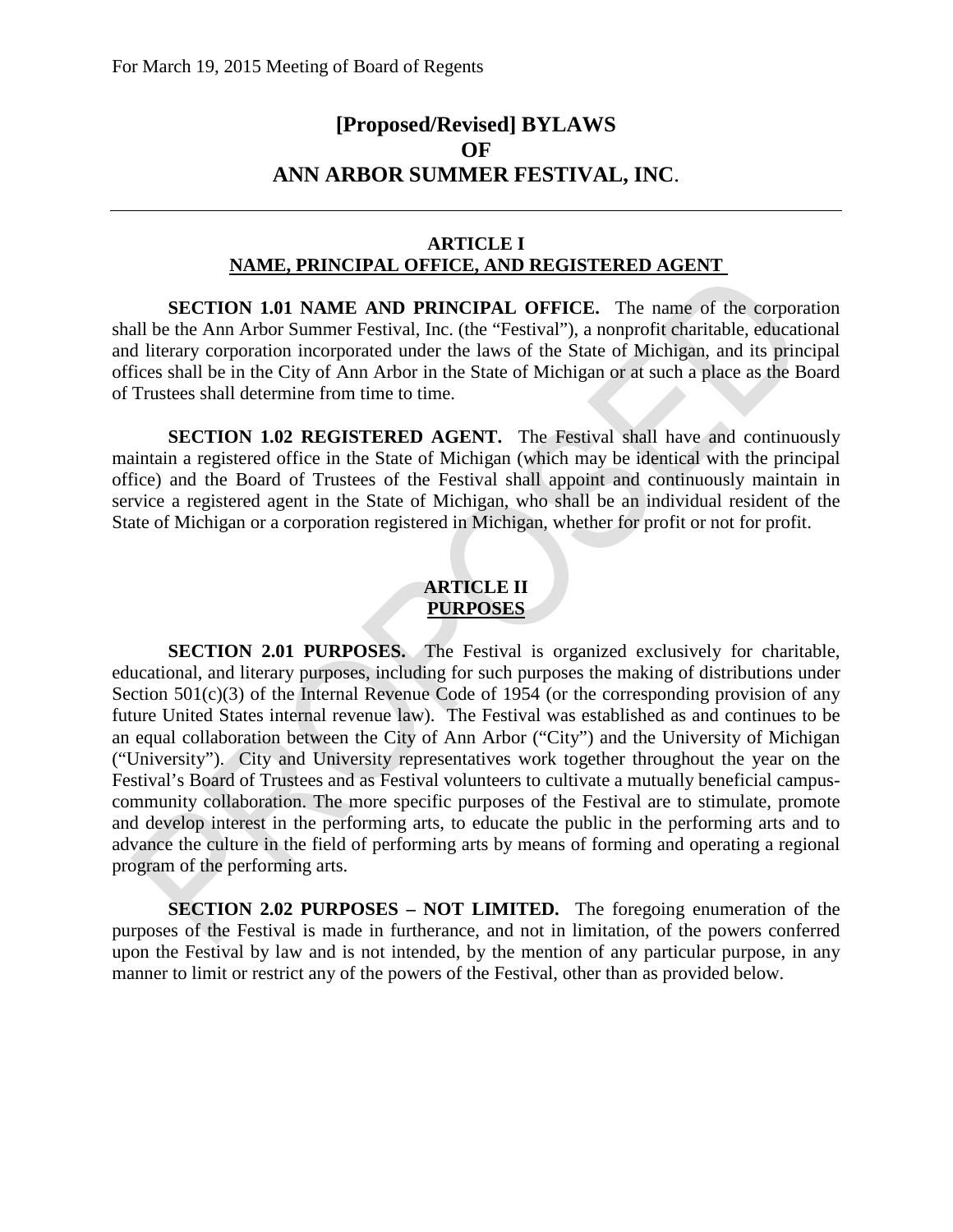For March 19, 2015 Meeting of Board of Regents

# [Proposed/Revised] BYLAWS OF ANN ARBOR SUMMER FESTIVAL, INC.

## ARTICLE I
## NAME, PRINCIPAL OFFICE, AND REGISTERED AGENT

**SECTION 1.01 NAME AND PRINCIPAL OFFICE.** The name of the corporation shall be the Ann Arbor Summer Festival, Inc. (the "Festival"), a nonprofit charitable, educational and literary corporation incorporated under the laws of the State of Michigan, and its principal offices shall be in the City of Ann Arbor in the State of Michigan or at such a place as the Board of Trustees shall determine from time to time.

**SECTION 1.02 REGISTERED AGENT.** The Festival shall have and continuously maintain a registered office in the State of Michigan (which may be identical with the principal office) and the Board of Trustees of the Festival shall appoint and continuously maintain in service a registered agent in the State of Michigan, who shall be an individual resident of the State of Michigan or a corporation registered in Michigan, whether for profit or not for profit.

## ARTICLE II
## PURPOSES

**SECTION 2.01 PURPOSES.** The Festival is organized exclusively for charitable, educational, and literary purposes, including for such purposes the making of distributions under Section 501(c)(3) of the Internal Revenue Code of 1954 (or the corresponding provision of any future United States internal revenue law). The Festival was established as and continues to be an equal collaboration between the City of Ann Arbor ("City") and the University of Michigan ("University"). City and University representatives work together throughout the year on the Festival's Board of Trustees and as Festival volunteers to cultivate a mutually beneficial campus-community collaboration. The more specific purposes of the Festival are to stimulate, promote and develop interest in the performing arts, to educate the public in the performing arts and to advance the culture in the field of performing arts by means of forming and operating a regional program of the performing arts.

**SECTION 2.02 PURPOSES – NOT LIMITED.** The foregoing enumeration of the purposes of the Festival is made in furtherance, and not in limitation, of the powers conferred upon the Festival by law and is not intended, by the mention of any particular purpose, in any manner to limit or restrict any of the powers of the Festival, other than as provided below.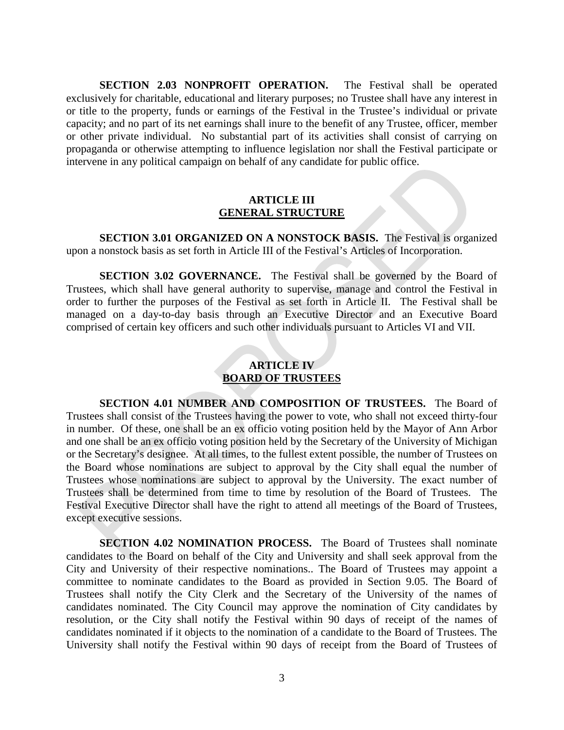**SECTION 2.03 NONPROFIT OPERATION.** The Festival shall be operated exclusively for charitable, educational and literary purposes; no Trustee shall have any interest in or title to the property, funds or earnings of the Festival in the Trustee's individual or private capacity; and no part of its net earnings shall inure to the benefit of any Trustee, officer, member or other private individual. No substantial part of its activities shall consist of carrying on propaganda or otherwise attempting to influence legislation nor shall the Festival participate or intervene in any political campaign on behalf of any candidate for public office.

## ARTICLE III
## GENERAL STRUCTURE

**SECTION 3.01 ORGANIZED ON A NONSTOCK BASIS.** The Festival is organized upon a nonstock basis as set forth in Article III of the Festival's Articles of Incorporation.

**SECTION 3.02 GOVERNANCE.** The Festival shall be governed by the Board of Trustees, which shall have general authority to supervise, manage and control the Festival in order to further the purposes of the Festival as set forth in Article II. The Festival shall be managed on a day-to-day basis through an Executive Director and an Executive Board comprised of certain key officers and such other individuals pursuant to Articles VI and VII.

## ARTICLE IV
## BOARD OF TRUSTEES

**SECTION 4.01 NUMBER AND COMPOSITION OF TRUSTEES.** The Board of Trustees shall consist of the Trustees having the power to vote, who shall not exceed thirty-four in number. Of these, one shall be an ex officio voting position held by the Mayor of Ann Arbor and one shall be an ex officio voting position held by the Secretary of the University of Michigan or the Secretary's designee. At all times, to the fullest extent possible, the number of Trustees on the Board whose nominations are subject to approval by the City shall equal the number of Trustees whose nominations are subject to approval by the University. The exact number of Trustees shall be determined from time to time by resolution of the Board of Trustees. The Festival Executive Director shall have the right to attend all meetings of the Board of Trustees, except executive sessions.

**SECTION 4.02 NOMINATION PROCESS.** The Board of Trustees shall nominate candidates to the Board on behalf of the City and University and shall seek approval from the City and University of their respective nominations.. The Board of Trustees may appoint a committee to nominate candidates to the Board as provided in Section 9.05. The Board of Trustees shall notify the City Clerk and the Secretary of the University of the names of candidates nominated. The City Council may approve the nomination of City candidates by resolution, or the City shall notify the Festival within 90 days of receipt of the names of candidates nominated if it objects to the nomination of a candidate to the Board of Trustees. The University shall notify the Festival within 90 days of receipt from the Board of Trustees of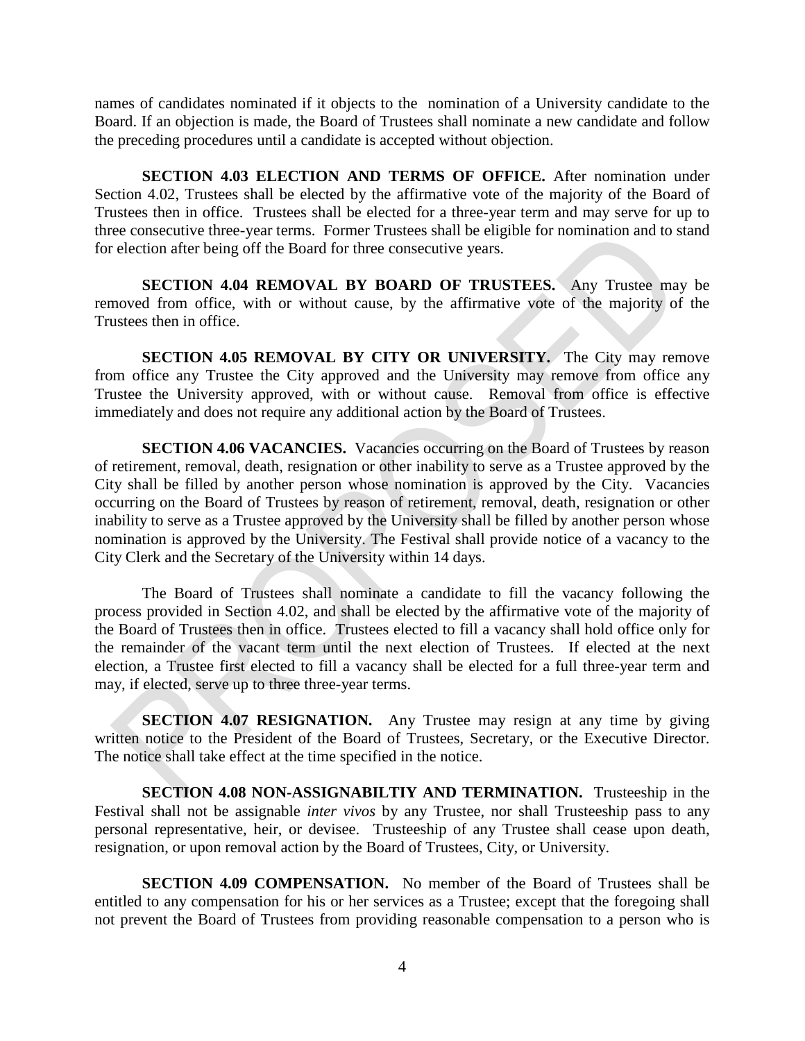names of candidates nominated if it objects to the nomination of a University candidate to the Board. If an objection is made, the Board of Trustees shall nominate a new candidate and follow the preceding procedures until a candidate is accepted without objection.

**SECTION 4.03 ELECTION AND TERMS OF OFFICE.** After nomination under Section 4.02, Trustees shall be elected by the affirmative vote of the majority of the Board of Trustees then in office. Trustees shall be elected for a three-year term and may serve for up to three consecutive three-year terms. Former Trustees shall be eligible for nomination and to stand for election after being off the Board for three consecutive years.

**SECTION 4.04 REMOVAL BY BOARD OF TRUSTEES.** Any Trustee may be removed from office, with or without cause, by the affirmative vote of the majority of the Trustees then in office.

**SECTION 4.05 REMOVAL BY CITY OR UNIVERSITY.** The City may remove from office any Trustee the City approved and the University may remove from office any Trustee the University approved, with or without cause. Removal from office is effective immediately and does not require any additional action by the Board of Trustees.

**SECTION 4.06 VACANCIES.** Vacancies occurring on the Board of Trustees by reason of retirement, removal, death, resignation or other inability to serve as a Trustee approved by the City shall be filled by another person whose nomination is approved by the City. Vacancies occurring on the Board of Trustees by reason of retirement, removal, death, resignation or other inability to serve as a Trustee approved by the University shall be filled by another person whose nomination is approved by the University. The Festival shall provide notice of a vacancy to the City Clerk and the Secretary of the University within 14 days.

The Board of Trustees shall nominate a candidate to fill the vacancy following the process provided in Section 4.02, and shall be elected by the affirmative vote of the majority of the Board of Trustees then in office. Trustees elected to fill a vacancy shall hold office only for the remainder of the vacant term until the next election of Trustees. If elected at the next election, a Trustee first elected to fill a vacancy shall be elected for a full three-year term and may, if elected, serve up to three three-year terms.

**SECTION 4.07 RESIGNATION.** Any Trustee may resign at any time by giving written notice to the President of the Board of Trustees, Secretary, or the Executive Director. The notice shall take effect at the time specified in the notice.

**SECTION 4.08 NON-ASSIGNABILTIY AND TERMINATION.** Trusteeship in the Festival shall not be assignable *inter vivos* by any Trustee, nor shall Trusteeship pass to any personal representative, heir, or devisee. Trusteeship of any Trustee shall cease upon death, resignation, or upon removal action by the Board of Trustees, City, or University.

**SECTION 4.09 COMPENSATION.** No member of the Board of Trustees shall be entitled to any compensation for his or her services as a Trustee; except that the foregoing shall not prevent the Board of Trustees from providing reasonable compensation to a person who is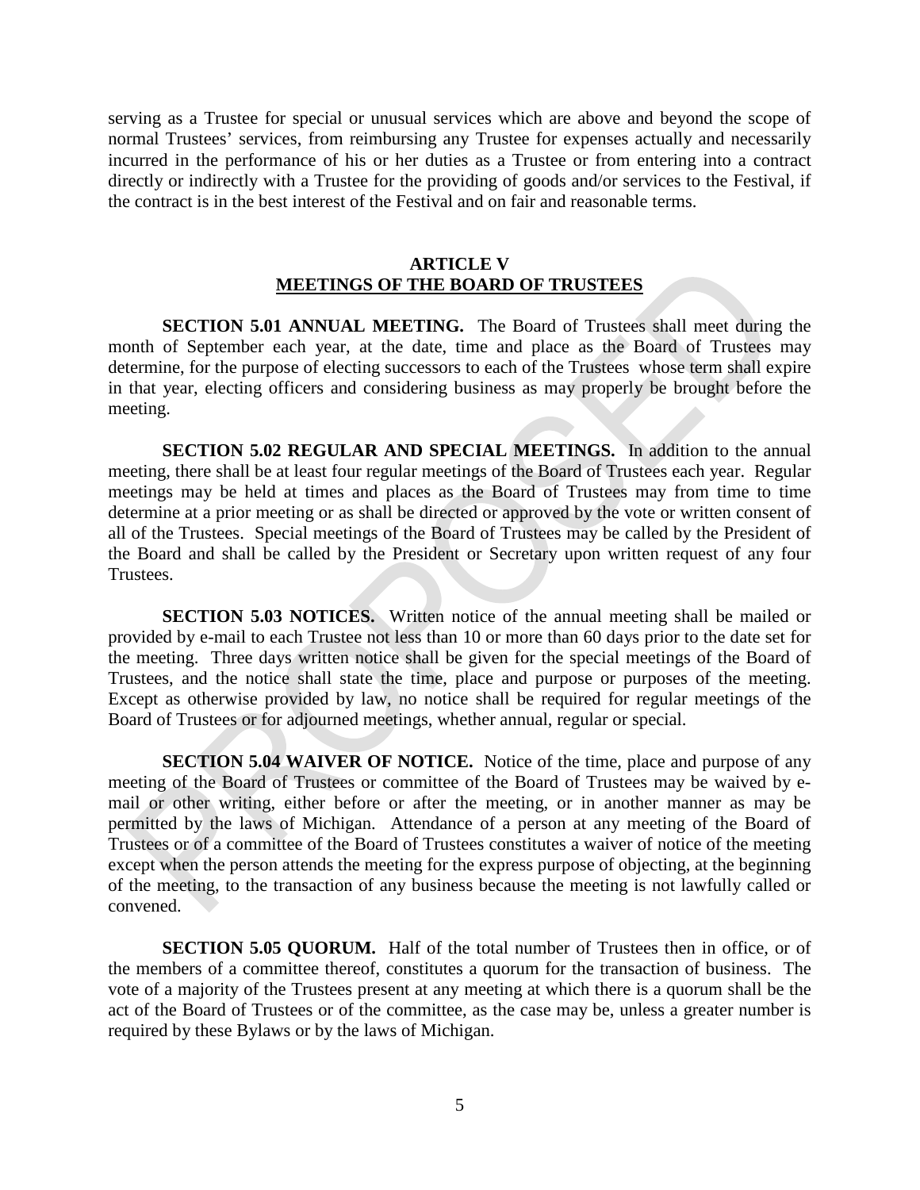serving as a Trustee for special or unusual services which are above and beyond the scope of normal Trustees' services, from reimbursing any Trustee for expenses actually and necessarily incurred in the performance of his or her duties as a Trustee or from entering into a contract directly or indirectly with a Trustee for the providing of goods and/or services to the Festival, if the contract is in the best interest of the Festival and on fair and reasonable terms.

## ARTICLE V
## MEETINGS OF THE BOARD OF TRUSTEES

**SECTION 5.01 ANNUAL MEETING.** The Board of Trustees shall meet during the month of September each year, at the date, time and place as the Board of Trustees may determine, for the purpose of electing successors to each of the Trustees whose term shall expire in that year, electing officers and considering business as may properly be brought before the meeting.

**SECTION 5.02 REGULAR AND SPECIAL MEETINGS.** In addition to the annual meeting, there shall be at least four regular meetings of the Board of Trustees each year. Regular meetings may be held at times and places as the Board of Trustees may from time to time determine at a prior meeting or as shall be directed or approved by the vote or written consent of all of the Trustees. Special meetings of the Board of Trustees may be called by the President of the Board and shall be called by the President or Secretary upon written request of any four Trustees.

**SECTION 5.03 NOTICES.** Written notice of the annual meeting shall be mailed or provided by e-mail to each Trustee not less than 10 or more than 60 days prior to the date set for the meeting. Three days written notice shall be given for the special meetings of the Board of Trustees, and the notice shall state the time, place and purpose or purposes of the meeting. Except as otherwise provided by law, no notice shall be required for regular meetings of the Board of Trustees or for adjourned meetings, whether annual, regular or special.

**SECTION 5.04 WAIVER OF NOTICE.** Notice of the time, place and purpose of any meeting of the Board of Trustees or committee of the Board of Trustees may be waived by e-mail or other writing, either before or after the meeting, or in another manner as may be permitted by the laws of Michigan. Attendance of a person at any meeting of the Board of Trustees or of a committee of the Board of Trustees constitutes a waiver of notice of the meeting except when the person attends the meeting for the express purpose of objecting, at the beginning of the meeting, to the transaction of any business because the meeting is not lawfully called or convened.

**SECTION 5.05 QUORUM.** Half of the total number of Trustees then in office, or of the members of a committee thereof, constitutes a quorum for the transaction of business. The vote of a majority of the Trustees present at any meeting at which there is a quorum shall be the act of the Board of Trustees or of the committee, as the case may be, unless a greater number is required by these Bylaws or by the laws of Michigan.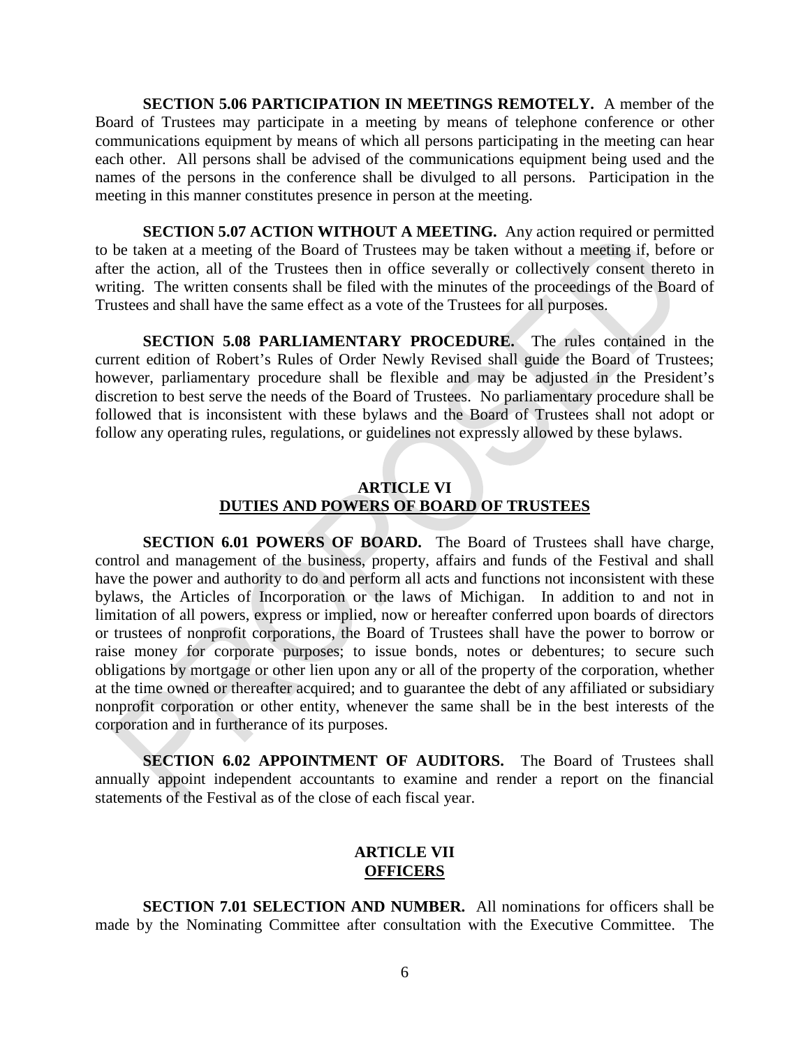**SECTION 5.06 PARTICIPATION IN MEETINGS REMOTELY.** A member of the Board of Trustees may participate in a meeting by means of telephone conference or other communications equipment by means of which all persons participating in the meeting can hear each other. All persons shall be advised of the communications equipment being used and the names of the persons in the conference shall be divulged to all persons. Participation in the meeting in this manner constitutes presence in person at the meeting.

**SECTION 5.07 ACTION WITHOUT A MEETING.** Any action required or permitted to be taken at a meeting of the Board of Trustees may be taken without a meeting if, before or after the action, all of the Trustees then in office severally or collectively consent thereto in writing. The written consents shall be filed with the minutes of the proceedings of the Board of Trustees and shall have the same effect as a vote of the Trustees for all purposes.

**SECTION 5.08 PARLIAMENTARY PROCEDURE.** The rules contained in the current edition of Robert's Rules of Order Newly Revised shall guide the Board of Trustees; however, parliamentary procedure shall be flexible and may be adjusted in the President's discretion to best serve the needs of the Board of Trustees. No parliamentary procedure shall be followed that is inconsistent with these bylaws and the Board of Trustees shall not adopt or follow any operating rules, regulations, or guidelines not expressly allowed by these bylaws.

## ARTICLE VI
## DUTIES AND POWERS OF BOARD OF TRUSTEES

**SECTION 6.01 POWERS OF BOARD.** The Board of Trustees shall have charge, control and management of the business, property, affairs and funds of the Festival and shall have the power and authority to do and perform all acts and functions not inconsistent with these bylaws, the Articles of Incorporation or the laws of Michigan. In addition to and not in limitation of all powers, express or implied, now or hereafter conferred upon boards of directors or trustees of nonprofit corporations, the Board of Trustees shall have the power to borrow or raise money for corporate purposes; to issue bonds, notes or debentures; to secure such obligations by mortgage or other lien upon any or all of the property of the corporation, whether at the time owned or thereafter acquired; and to guarantee the debt of any affiliated or subsidiary nonprofit corporation or other entity, whenever the same shall be in the best interests of the corporation and in furtherance of its purposes.

**SECTION 6.02 APPOINTMENT OF AUDITORS.** The Board of Trustees shall annually appoint independent accountants to examine and render a report on the financial statements of the Festival as of the close of each fiscal year.

## ARTICLE VII
## OFFICERS

**SECTION 7.01 SELECTION AND NUMBER.** All nominations for officers shall be made by the Nominating Committee after consultation with the Executive Committee. The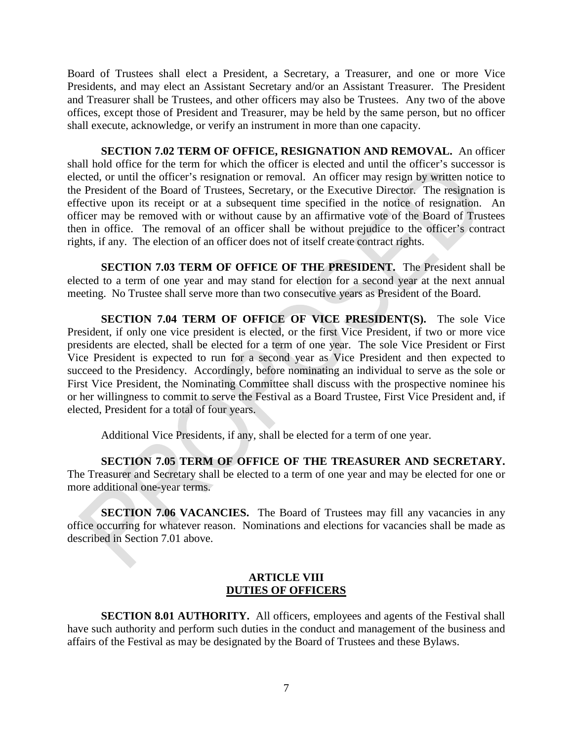Board of Trustees shall elect a President, a Secretary, a Treasurer, and one or more Vice Presidents, and may elect an Assistant Secretary and/or an Assistant Treasurer. The President and Treasurer shall be Trustees, and other officers may also be Trustees. Any two of the above offices, except those of President and Treasurer, may be held by the same person, but no officer shall execute, acknowledge, or verify an instrument in more than one capacity.

**SECTION 7.02 TERM OF OFFICE, RESIGNATION AND REMOVAL.** An officer shall hold office for the term for which the officer is elected and until the officer's successor is elected, or until the officer's resignation or removal. An officer may resign by written notice to the President of the Board of Trustees, Secretary, or the Executive Director. The resignation is effective upon its receipt or at a subsequent time specified in the notice of resignation. An officer may be removed with or without cause by an affirmative vote of the Board of Trustees then in office. The removal of an officer shall be without prejudice to the officer's contract rights, if any. The election of an officer does not of itself create contract rights.

**SECTION 7.03 TERM OF OFFICE OF THE PRESIDENT.** The President shall be elected to a term of one year and may stand for election for a second year at the next annual meeting. No Trustee shall serve more than two consecutive years as President of the Board.

**SECTION 7.04 TERM OF OFFICE OF VICE PRESIDENT(S).** The sole Vice President, if only one vice president is elected, or the first Vice President, if two or more vice presidents are elected, shall be elected for a term of one year. The sole Vice President or First Vice President is expected to run for a second year as Vice President and then expected to succeed to the Presidency. Accordingly, before nominating an individual to serve as the sole or First Vice President, the Nominating Committee shall discuss with the prospective nominee his or her willingness to commit to serve the Festival as a Board Trustee, First Vice President and, if elected, President for a total of four years.

Additional Vice Presidents, if any, shall be elected for a term of one year.

**SECTION 7.05 TERM OF OFFICE OF THE TREASURER AND SECRETARY.** The Treasurer and Secretary shall be elected to a term of one year and may be elected for one or more additional one-year terms.

**SECTION 7.06 VACANCIES.** The Board of Trustees may fill any vacancies in any office occurring for whatever reason. Nominations and elections for vacancies shall be made as described in Section 7.01 above.

## ARTICLE VIII
## DUTIES OF OFFICERS

**SECTION 8.01 AUTHORITY.** All officers, employees and agents of the Festival shall have such authority and perform such duties in the conduct and management of the business and affairs of the Festival as may be designated by the Board of Trustees and these Bylaws.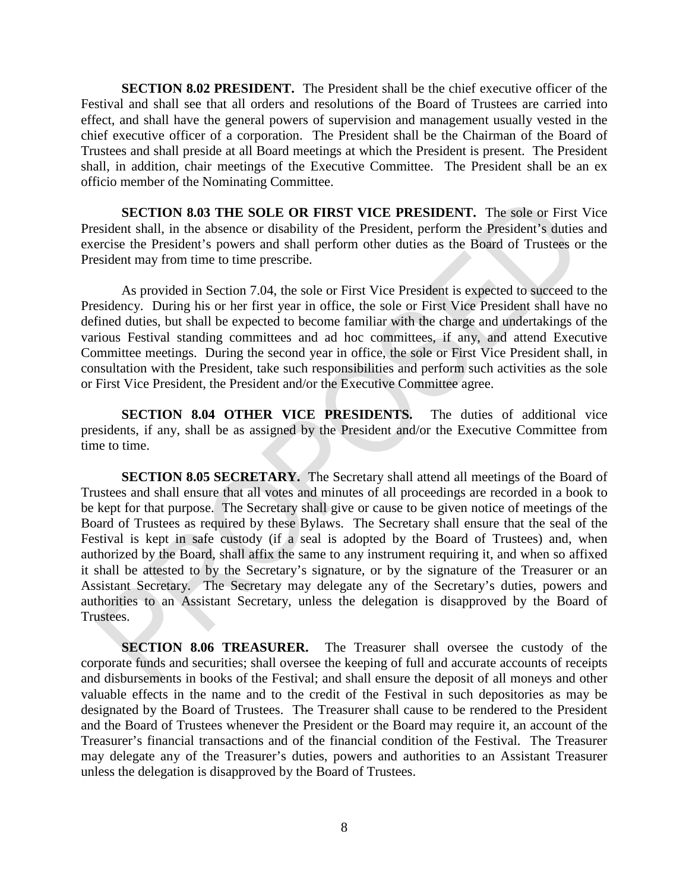**SECTION 8.02 PRESIDENT.** The President shall be the chief executive officer of the Festival and shall see that all orders and resolutions of the Board of Trustees are carried into effect, and shall have the general powers of supervision and management usually vested in the chief executive officer of a corporation. The President shall be the Chairman of the Board of Trustees and shall preside at all Board meetings at which the President is present. The President shall, in addition, chair meetings of the Executive Committee. The President shall be an ex officio member of the Nominating Committee.

**SECTION 8.03 THE SOLE OR FIRST VICE PRESIDENT.** The sole or First Vice President shall, in the absence or disability of the President, perform the President's duties and exercise the President's powers and shall perform other duties as the Board of Trustees or the President may from time to time prescribe.

As provided in Section 7.04, the sole or First Vice President is expected to succeed to the Presidency. During his or her first year in office, the sole or First Vice President shall have no defined duties, but shall be expected to become familiar with the charge and undertakings of the various Festival standing committees and ad hoc committees, if any, and attend Executive Committee meetings. During the second year in office, the sole or First Vice President shall, in consultation with the President, take such responsibilities and perform such activities as the sole or First Vice President, the President and/or the Executive Committee agree.

**SECTION 8.04 OTHER VICE PRESIDENTS.** The duties of additional vice presidents, if any, shall be as assigned by the President and/or the Executive Committee from time to time.

**SECTION 8.05 SECRETARY.** The Secretary shall attend all meetings of the Board of Trustees and shall ensure that all votes and minutes of all proceedings are recorded in a book to be kept for that purpose. The Secretary shall give or cause to be given notice of meetings of the Board of Trustees as required by these Bylaws. The Secretary shall ensure that the seal of the Festival is kept in safe custody (if a seal is adopted by the Board of Trustees) and, when authorized by the Board, shall affix the same to any instrument requiring it, and when so affixed it shall be attested to by the Secretary's signature, or by the signature of the Treasurer or an Assistant Secretary. The Secretary may delegate any of the Secretary's duties, powers and authorities to an Assistant Secretary, unless the delegation is disapproved by the Board of Trustees.

**SECTION 8.06 TREASURER.** The Treasurer shall oversee the custody of the corporate funds and securities; shall oversee the keeping of full and accurate accounts of receipts and disbursements in books of the Festival; and shall ensure the deposit of all moneys and other valuable effects in the name and to the credit of the Festival in such depositories as may be designated by the Board of Trustees. The Treasurer shall cause to be rendered to the President and the Board of Trustees whenever the President or the Board may require it, an account of the Treasurer's financial transactions and of the financial condition of the Festival. The Treasurer may delegate any of the Treasurer's duties, powers and authorities to an Assistant Treasurer unless the delegation is disapproved by the Board of Trustees.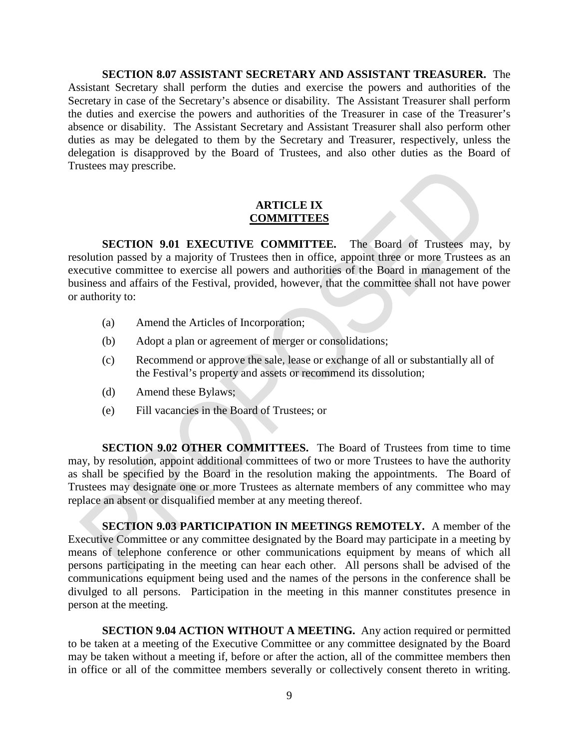**SECTION 8.07 ASSISTANT SECRETARY AND ASSISTANT TREASURER.** The Assistant Secretary shall perform the duties and exercise the powers and authorities of the Secretary in case of the Secretary's absence or disability. The Assistant Treasurer shall perform the duties and exercise the powers and authorities of the Treasurer in case of the Treasurer's absence or disability. The Assistant Secretary and Assistant Treasurer shall also perform other duties as may be delegated to them by the Secretary and Treasurer, respectively, unless the delegation is disapproved by the Board of Trustees, and also other duties as the Board of Trustees may prescribe.

## ARTICLE IX
## COMMITTEES

**SECTION 9.01 EXECUTIVE COMMITTEE.** The Board of Trustees may, by resolution passed by a majority of Trustees then in office, appoint three or more Trustees as an executive committee to exercise all powers and authorities of the Board in management of the business and affairs of the Festival, provided, however, that the committee shall not have power or authority to:

(a) Amend the Articles of Incorporation;

(b) Adopt a plan or agreement of merger or consolidations;

(c) Recommend or approve the sale, lease or exchange of all or substantially all of the Festival's property and assets or recommend its dissolution;

(d) Amend these Bylaws;

(e) Fill vacancies in the Board of Trustees; or

**SECTION 9.02 OTHER COMMITTEES.** The Board of Trustees from time to time may, by resolution, appoint additional committees of two or more Trustees to have the authority as shall be specified by the Board in the resolution making the appointments. The Board of Trustees may designate one or more Trustees as alternate members of any committee who may replace an absent or disqualified member at any meeting thereof.

**SECTION 9.03 PARTICIPATION IN MEETINGS REMOTELY.** A member of the Executive Committee or any committee designated by the Board may participate in a meeting by means of telephone conference or other communications equipment by means of which all persons participating in the meeting can hear each other. All persons shall be advised of the communications equipment being used and the names of the persons in the conference shall be divulged to all persons. Participation in the meeting in this manner constitutes presence in person at the meeting.

**SECTION 9.04 ACTION WITHOUT A MEETING.** Any action required or permitted to be taken at a meeting of the Executive Committee or any committee designated by the Board may be taken without a meeting if, before or after the action, all of the committee members then in office or all of the committee members severally or collectively consent thereto in writing.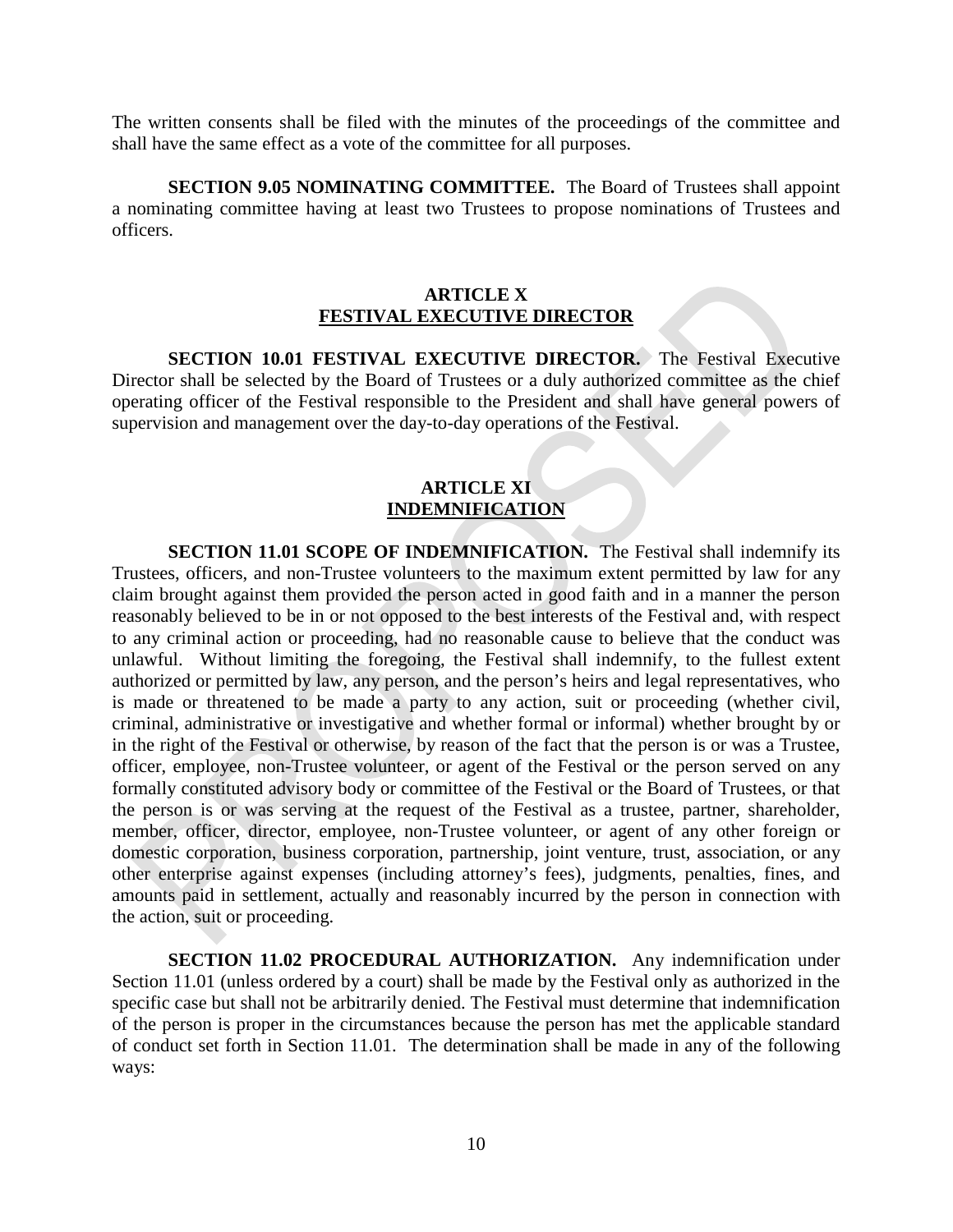The written consents shall be filed with the minutes of the proceedings of the committee and shall have the same effect as a vote of the committee for all purposes.

**SECTION 9.05 NOMINATING COMMITTEE.** The Board of Trustees shall appoint a nominating committee having at least two Trustees to propose nominations of Trustees and officers.

## ARTICLE X
## FESTIVAL EXECUTIVE DIRECTOR

**SECTION 10.01 FESTIVAL EXECUTIVE DIRECTOR.** The Festival Executive Director shall be selected by the Board of Trustees or a duly authorized committee as the chief operating officer of the Festival responsible to the President and shall have general powers of supervision and management over the day-to-day operations of the Festival.

## ARTICLE XI
## INDEMNIFICATION

**SECTION 11.01 SCOPE OF INDEMNIFICATION.** The Festival shall indemnify its Trustees, officers, and non-Trustee volunteers to the maximum extent permitted by law for any claim brought against them provided the person acted in good faith and in a manner the person reasonably believed to be in or not opposed to the best interests of the Festival and, with respect to any criminal action or proceeding, had no reasonable cause to believe that the conduct was unlawful. Without limiting the foregoing, the Festival shall indemnify, to the fullest extent authorized or permitted by law, any person, and the person's heirs and legal representatives, who is made or threatened to be made a party to any action, suit or proceeding (whether civil, criminal, administrative or investigative and whether formal or informal) whether brought by or in the right of the Festival or otherwise, by reason of the fact that the person is or was a Trustee, officer, employee, non-Trustee volunteer, or agent of the Festival or the person served on any formally constituted advisory body or committee of the Festival or the Board of Trustees, or that the person is or was serving at the request of the Festival as a trustee, partner, shareholder, member, officer, director, employee, non-Trustee volunteer, or agent of any other foreign or domestic corporation, business corporation, partnership, joint venture, trust, association, or any other enterprise against expenses (including attorney's fees), judgments, penalties, fines, and amounts paid in settlement, actually and reasonably incurred by the person in connection with the action, suit or proceeding.

**SECTION 11.02 PROCEDURAL AUTHORIZATION.** Any indemnification under Section 11.01 (unless ordered by a court) shall be made by the Festival only as authorized in the specific case but shall not be arbitrarily denied. The Festival must determine that indemnification of the person is proper in the circumstances because the person has met the applicable standard of conduct set forth in Section 11.01. The determination shall be made in any of the following ways: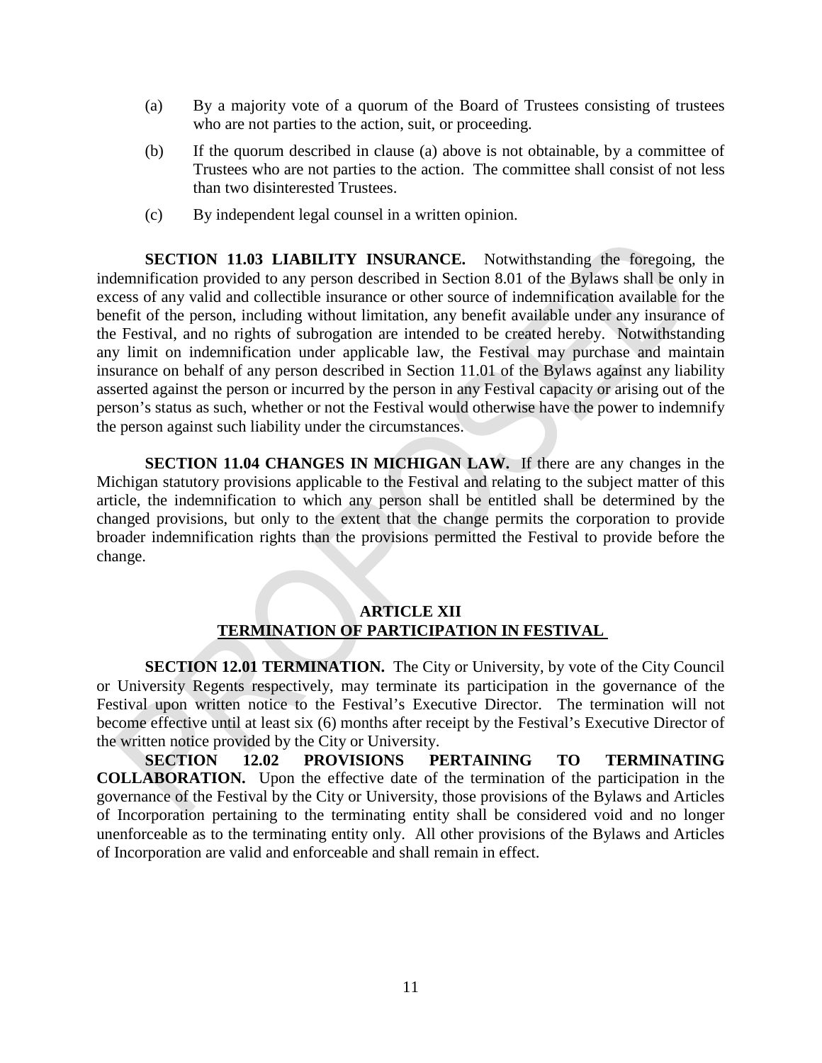(a) By a majority vote of a quorum of the Board of Trustees consisting of trustees who are not parties to the action, suit, or proceeding.

(b) If the quorum described in clause (a) above is not obtainable, by a committee of Trustees who are not parties to the action. The committee shall consist of not less than two disinterested Trustees.

(c) By independent legal counsel in a written opinion.

**SECTION 11.03 LIABILITY INSURANCE.** Notwithstanding the foregoing, the indemnification provided to any person described in Section 8.01 of the Bylaws shall be only in excess of any valid and collectible insurance or other source of indemnification available for the benefit of the person, including without limitation, any benefit available under any insurance of the Festival, and no rights of subrogation are intended to be created hereby. Notwithstanding any limit on indemnification under applicable law, the Festival may purchase and maintain insurance on behalf of any person described in Section 11.01 of the Bylaws against any liability asserted against the person or incurred by the person in any Festival capacity or arising out of the person's status as such, whether or not the Festival would otherwise have the power to indemnify the person against such liability under the circumstances.

**SECTION 11.04 CHANGES IN MICHIGAN LAW.** If there are any changes in the Michigan statutory provisions applicable to the Festival and relating to the subject matter of this article, the indemnification to which any person shall be entitled shall be determined by the changed provisions, but only to the extent that the change permits the corporation to provide broader indemnification rights than the provisions permitted the Festival to provide before the change.

## ARTICLE XII
## TERMINATION OF PARTICIPATION IN FESTIVAL

**SECTION 12.01 TERMINATION.** The City or University, by vote of the City Council or University Regents respectively, may terminate its participation in the governance of the Festival upon written notice to the Festival's Executive Director. The termination will not become effective until at least six (6) months after receipt by the Festival's Executive Director of the written notice provided by the City or University.

**SECTION 12.02 PROVISIONS PERTAINING TO TERMINATING COLLABORATION.** Upon the effective date of the termination of the participation in the governance of the Festival by the City or University, those provisions of the Bylaws and Articles of Incorporation pertaining to the terminating entity shall be considered void and no longer unenforceable as to the terminating entity only. All other provisions of the Bylaws and Articles of Incorporation are valid and enforceable and shall remain in effect.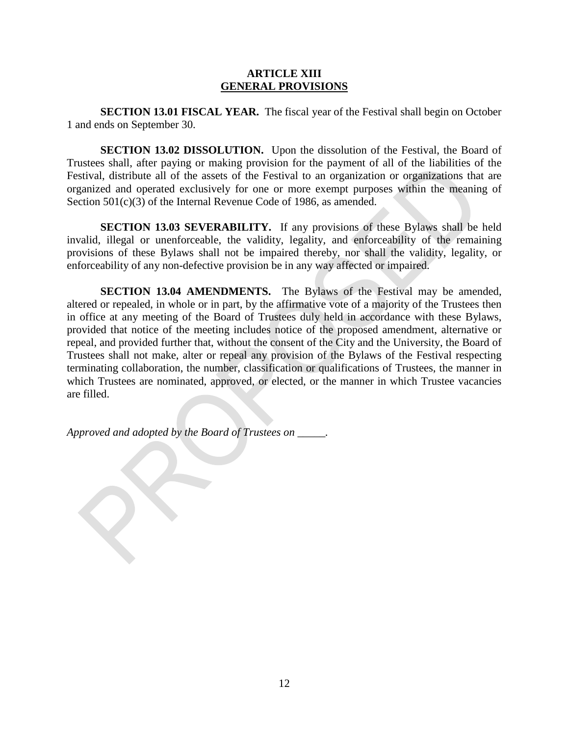## ARTICLE XIII
## GENERAL PROVISIONS

**SECTION 13.01 FISCAL YEAR.** The fiscal year of the Festival shall begin on October 1 and ends on September 30.

**SECTION 13.02 DISSOLUTION.** Upon the dissolution of the Festival, the Board of Trustees shall, after paying or making provision for the payment of all of the liabilities of the Festival, distribute all of the assets of the Festival to an organization or organizations that are organized and operated exclusively for one or more exempt purposes within the meaning of Section 501(c)(3) of the Internal Revenue Code of 1986, as amended.

**SECTION 13.03 SEVERABILITY.** If any provisions of these Bylaws shall be held invalid, illegal or unenforceable, the validity, legality, and enforceability of the remaining provisions of these Bylaws shall not be impaired thereby, nor shall the validity, legality, or enforceability of any non-defective provision be in any way affected or impaired.

**SECTION 13.04 AMENDMENTS.** The Bylaws of the Festival may be amended, altered or repealed, in whole or in part, by the affirmative vote of a majority of the Trustees then in office at any meeting of the Board of Trustees duly held in accordance with these Bylaws, provided that notice of the meeting includes notice of the proposed amendment, alternative or repeal, and provided further that, without the consent of the City and the University, the Board of Trustees shall not make, alter or repeal any provision of the Bylaws of the Festival respecting terminating collaboration, the number, classification or qualifications of Trustees, the manner in which Trustees are nominated, approved, or elected, or the manner in which Trustee vacancies are filled.

*Approved and adopted by the Board of Trustees on _____.*